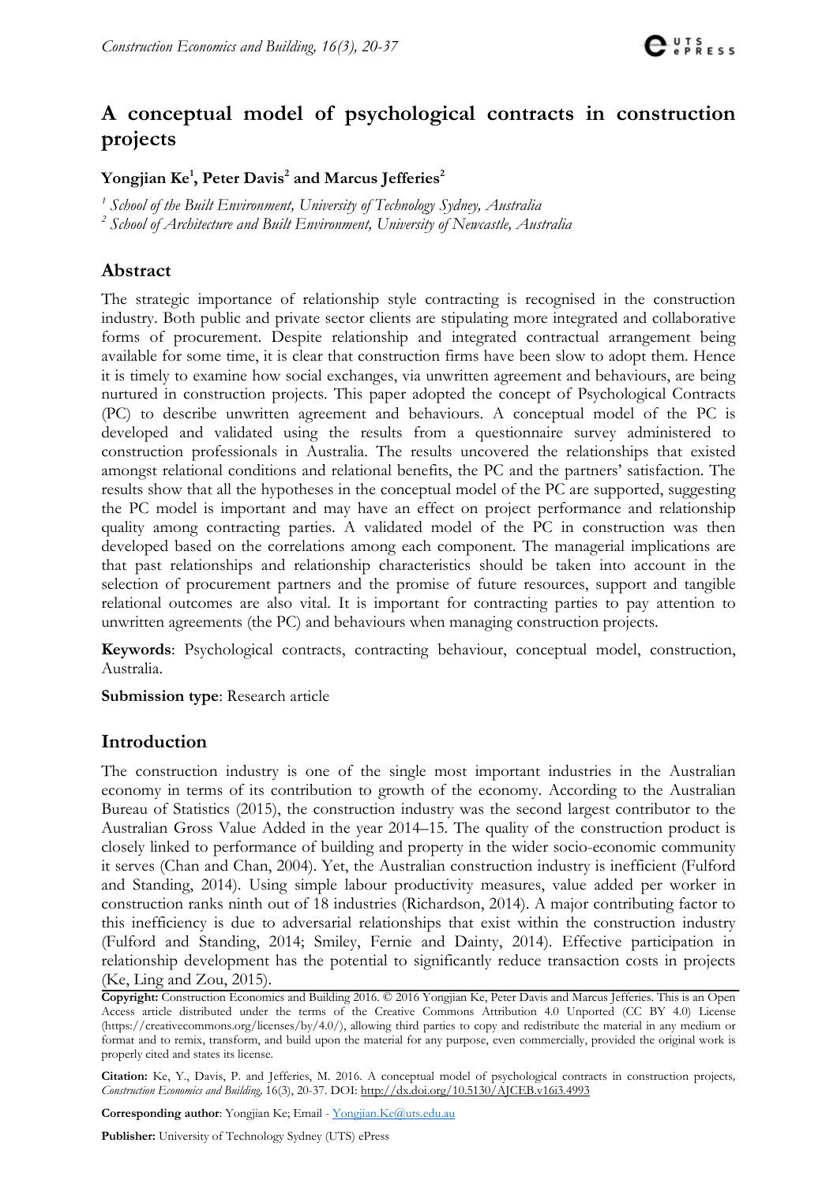# A conceptual model of psychological contracts in construction projects

**Yongjian Ke[1], Peter Davis[2] and Marcus Jefferies[2]**

[1] *School of the Built Environment, University of Technology Sydney, Australia*

[2] *School of Architecture and Built Environment, University of Newcastle, Australia*

## Abstract

The strategic importance of relationship style contracting is recognised in the construction industry. Both public and private sector clients are stipulating more integrated and collaborative forms of procurement. Despite relationship and integrated contractual arrangement being available for some time, it is clear that construction firms have been slow to adopt them. Hence it is timely to examine how social exchanges, via unwritten agreement and behaviours, are being nurtured in construction projects. This paper adopted the concept of Psychological Contracts (PC) to describe unwritten agreement and behaviours. A conceptual model of the PC is developed and validated using the results from a questionnaire survey administered to construction professionals in Australia. The results uncovered the relationships that existed amongst relational conditions and relational benefits, the PC and the partners' satisfaction. The results show that all the hypotheses in the conceptual model of the PC are supported, suggesting the PC model is important and may have an effect on project performance and relationship quality among contracting parties. A validated model of the PC in construction was then developed based on the correlations among each component. The managerial implications are that past relationships and relationship characteristics should be taken into account in the selection of procurement partners and the promise of future resources, support and tangible relational outcomes are also vital. It is important for contracting parties to pay attention to unwritten agreements (the PC) and behaviours when managing construction projects.

**Keywords**: Psychological contracts, contracting behaviour, conceptual model, construction, Australia.

**Submission type**: Research article

## Introduction

The construction industry is one of the single most important industries in the Australian economy in terms of its contribution to growth of the economy. According to the Australian Bureau of Statistics (2015), the construction industry was the second largest contributor to the Australian Gross Value Added in the year 2014–15. The quality of the construction product is closely linked to performance of building and property in the wider socio-economic community it serves (Chan and Chan, 2004). Yet, the Australian construction industry is inefficient (Fulford and Standing, 2014). Using simple labour productivity measures, value added per worker in construction ranks ninth out of 18 industries (Richardson, 2014). A major contributing factor to this inefficiency is due to adversarial relationships that exist within the construction industry (Fulford and Standing, 2014; Smiley, Fernie and Dainty, 2014). Effective participation in relationship development has the potential to significantly reduce transaction costs in projects (Ke, Ling and Zou, 2015).

**Copyright:** Construction Economics and Building 2016. © 2016 Yongjian Ke, Peter Davis and Marcus Jefferies. This is an Open Access article distributed under the terms of the Creative Commons Attribution 4.0 Unported (CC BY 4.0) License (https://creativecommons.org/licenses/by/4.0/), allowing third parties to copy and redistribute the material in any medium or format and to remix, transform, and build upon the material for any purpose, even commercially, provided the original work is properly cited and states its license.

**Citation:** Ke, Y., Davis, P. and Jefferies, M. 2016. A conceptual model of psychological contracts in construction projects, *Construction Economics and Building,* 16(3), 20-37. DOI: http://dx.doi.org/10.5130/AJCEB.v16i3.4993

**Corresponding author**: Yongjian Ke; Email - Yongjian.Ke@uts.edu.au

**Publisher:** University of Technology Sydney (UTS) ePress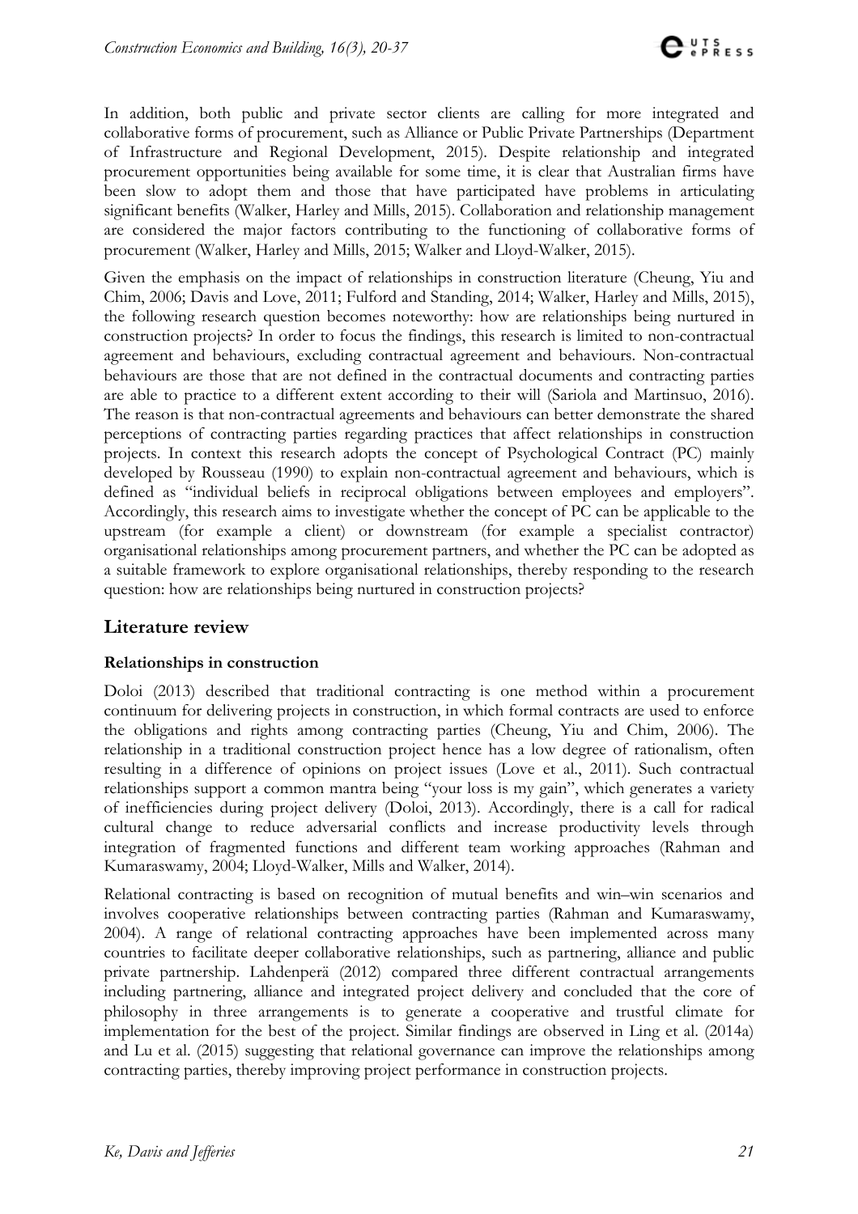In addition, both public and private sector clients are calling for more integrated and collaborative forms of procurement, such as Alliance or Public Private Partnerships (Department of Infrastructure and Regional Development, 2015). Despite relationship and integrated procurement opportunities being available for some time, it is clear that Australian firms have been slow to adopt them and those that have participated have problems in articulating significant benefits (Walker, Harley and Mills, 2015). Collaboration and relationship management are considered the major factors contributing to the functioning of collaborative forms of procurement (Walker, Harley and Mills, 2015; Walker and Lloyd-Walker, 2015).

Given the emphasis on the impact of relationships in construction literature (Cheung, Yiu and Chim, 2006; Davis and Love, 2011; Fulford and Standing, 2014; Walker, Harley and Mills, 2015), the following research question becomes noteworthy: how are relationships being nurtured in construction projects? In order to focus the findings, this research is limited to non-contractual agreement and behaviours, excluding contractual agreement and behaviours. Non-contractual behaviours are those that are not defined in the contractual documents and contracting parties are able to practice to a different extent according to their will (Sariola and Martinsuo, 2016). The reason is that non-contractual agreements and behaviours can better demonstrate the shared perceptions of contracting parties regarding practices that affect relationships in construction projects. In context this research adopts the concept of Psychological Contract (PC) mainly developed by Rousseau (1990) to explain non-contractual agreement and behaviours, which is defined as "individual beliefs in reciprocal obligations between employees and employers". Accordingly, this research aims to investigate whether the concept of PC can be applicable to the upstream (for example a client) or downstream (for example a specialist contractor) organisational relationships among procurement partners, and whether the PC can be adopted as a suitable framework to explore organisational relationships, thereby responding to the research question: how are relationships being nurtured in construction projects?

## Literature review

### Relationships in construction

Doloi (2013) described that traditional contracting is one method within a procurement continuum for delivering projects in construction, in which formal contracts are used to enforce the obligations and rights among contracting parties (Cheung, Yiu and Chim, 2006). The relationship in a traditional construction project hence has a low degree of rationalism, often resulting in a difference of opinions on project issues (Love et al., 2011). Such contractual relationships support a common mantra being "your loss is my gain", which generates a variety of inefficiencies during project delivery (Doloi, 2013). Accordingly, there is a call for radical cultural change to reduce adversarial conflicts and increase productivity levels through integration of fragmented functions and different team working approaches (Rahman and Kumaraswamy, 2004; Lloyd-Walker, Mills and Walker, 2014).

Relational contracting is based on recognition of mutual benefits and win–win scenarios and involves cooperative relationships between contracting parties (Rahman and Kumaraswamy, 2004). A range of relational contracting approaches have been implemented across many countries to facilitate deeper collaborative relationships, such as partnering, alliance and public private partnership. Lahdenperä (2012) compared three different contractual arrangements including partnering, alliance and integrated project delivery and concluded that the core of philosophy in three arrangements is to generate a cooperative and trustful climate for implementation for the best of the project. Similar findings are observed in Ling et al. (2014a) and Lu et al. (2015) suggesting that relational governance can improve the relationships among contracting parties, thereby improving project performance in construction projects.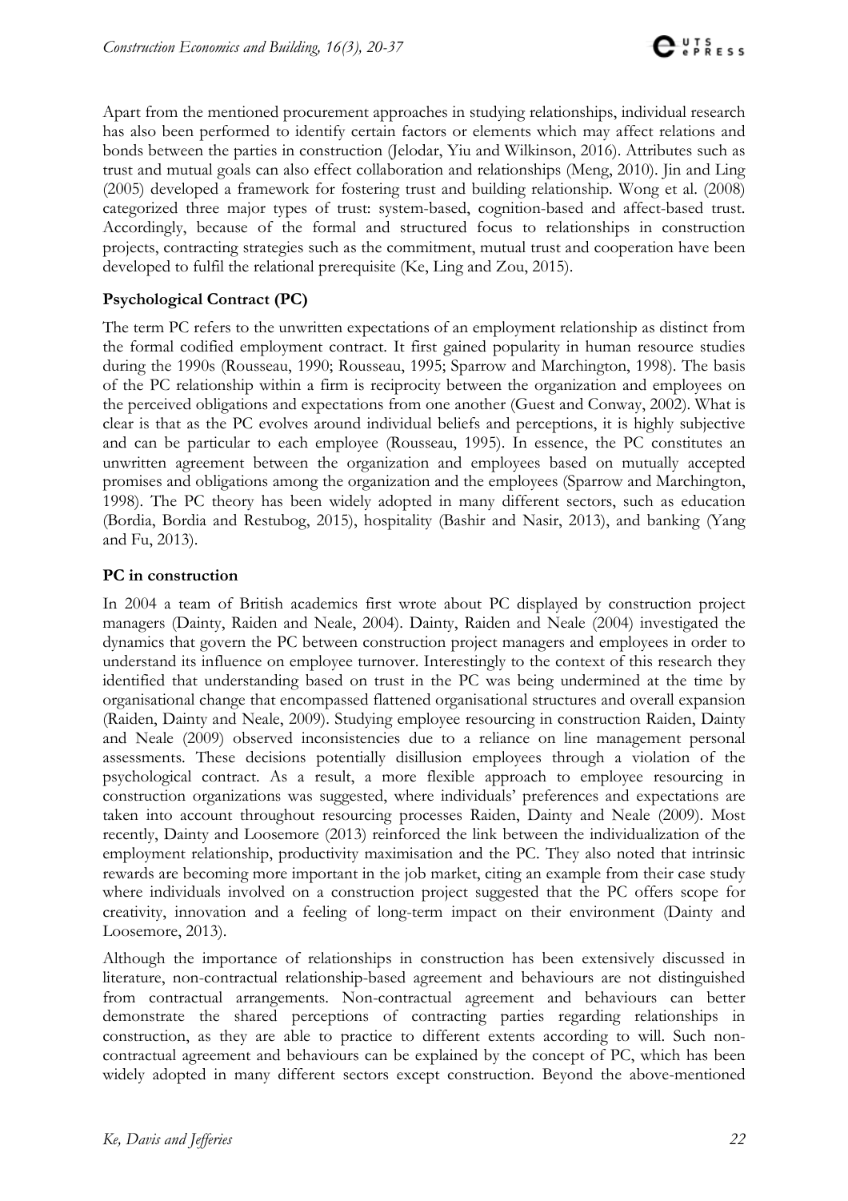Apart from the mentioned procurement approaches in studying relationships, individual research has also been performed to identify certain factors or elements which may affect relations and bonds between the parties in construction (Jelodar, Yiu and Wilkinson, 2016). Attributes such as trust and mutual goals can also effect collaboration and relationships (Meng, 2010). Jin and Ling (2005) developed a framework for fostering trust and building relationship. Wong et al. (2008) categorized three major types of trust: system-based, cognition-based and affect-based trust. Accordingly, because of the formal and structured focus to relationships in construction projects, contracting strategies such as the commitment, mutual trust and cooperation have been developed to fulfil the relational prerequisite (Ke, Ling and Zou, 2015).

## Psychological Contract (PC)

The term PC refers to the unwritten expectations of an employment relationship as distinct from the formal codified employment contract. It first gained popularity in human resource studies during the 1990s (Rousseau, 1990; Rousseau, 1995; Sparrow and Marchington, 1998). The basis of the PC relationship within a firm is reciprocity between the organization and employees on the perceived obligations and expectations from one another (Guest and Conway, 2002). What is clear is that as the PC evolves around individual beliefs and perceptions, it is highly subjective and can be particular to each employee (Rousseau, 1995). In essence, the PC constitutes an unwritten agreement between the organization and employees based on mutually accepted promises and obligations among the organization and the employees (Sparrow and Marchington, 1998). The PC theory has been widely adopted in many different sectors, such as education (Bordia, Bordia and Restubog, 2015), hospitality (Bashir and Nasir, 2013), and banking (Yang and Fu, 2013).

## PC in construction

In 2004 a team of British academics first wrote about PC displayed by construction project managers (Dainty, Raiden and Neale, 2004). Dainty, Raiden and Neale (2004) investigated the dynamics that govern the PC between construction project managers and employees in order to understand its influence on employee turnover. Interestingly to the context of this research they identified that understanding based on trust in the PC was being undermined at the time by organisational change that encompassed flattened organisational structures and overall expansion (Raiden, Dainty and Neale, 2009). Studying employee resourcing in construction Raiden, Dainty and Neale (2009) observed inconsistencies due to a reliance on line management personal assessments. These decisions potentially disillusion employees through a violation of the psychological contract. As a result, a more flexible approach to employee resourcing in construction organizations was suggested, where individuals' preferences and expectations are taken into account throughout resourcing processes Raiden, Dainty and Neale (2009). Most recently, Dainty and Loosemore (2013) reinforced the link between the individualization of the employment relationship, productivity maximisation and the PC. They also noted that intrinsic rewards are becoming more important in the job market, citing an example from their case study where individuals involved on a construction project suggested that the PC offers scope for creativity, innovation and a feeling of long-term impact on their environment (Dainty and Loosemore, 2013).

Although the importance of relationships in construction has been extensively discussed in literature, non-contractual relationship-based agreement and behaviours are not distinguished from contractual arrangements. Non-contractual agreement and behaviours can better demonstrate the shared perceptions of contracting parties regarding relationships in construction, as they are able to practice to different extents according to will. Such non-contractual agreement and behaviours can be explained by the concept of PC, which has been widely adopted in many different sectors except construction. Beyond the above-mentioned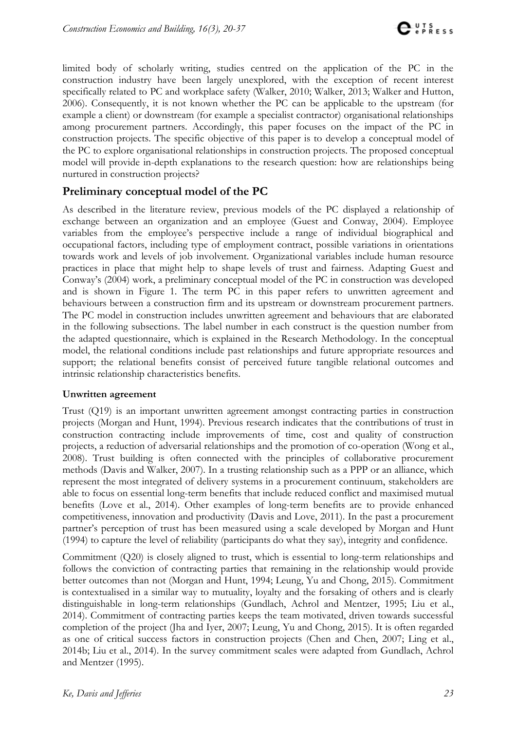limited body of scholarly writing, studies centred on the application of the PC in the construction industry have been largely unexplored, with the exception of recent interest specifically related to PC and workplace safety (Walker, 2010; Walker, 2013; Walker and Hutton, 2006). Consequently, it is not known whether the PC can be applicable to the upstream (for example a client) or downstream (for example a specialist contractor) organisational relationships among procurement partners. Accordingly, this paper focuses on the impact of the PC in construction projects. The specific objective of this paper is to develop a conceptual model of the PC to explore organisational relationships in construction projects. The proposed conceptual model will provide in-depth explanations to the research question: how are relationships being nurtured in construction projects?

## Preliminary conceptual model of the PC

As described in the literature review, previous models of the PC displayed a relationship of exchange between an organization and an employee (Guest and Conway, 2004). Employee variables from the employee's perspective include a range of individual biographical and occupational factors, including type of employment contract, possible variations in orientations towards work and levels of job involvement. Organizational variables include human resource practices in place that might help to shape levels of trust and fairness. Adapting Guest and Conway's (2004) work, a preliminary conceptual model of the PC in construction was developed and is shown in Figure 1. The term PC in this paper refers to unwritten agreement and behaviours between a construction firm and its upstream or downstream procurement partners. The PC model in construction includes unwritten agreement and behaviours that are elaborated in the following subsections. The label number in each construct is the question number from the adapted questionnaire, which is explained in the Research Methodology. In the conceptual model, the relational conditions include past relationships and future appropriate resources and support; the relational benefits consist of perceived future tangible relational outcomes and intrinsic relationship characteristics benefits.

### Unwritten agreement

Trust (Q19) is an important unwritten agreement amongst contracting parties in construction projects (Morgan and Hunt, 1994). Previous research indicates that the contributions of trust in construction contracting include improvements of time, cost and quality of construction projects, a reduction of adversarial relationships and the promotion of co-operation (Wong et al., 2008). Trust building is often connected with the principles of collaborative procurement methods (Davis and Walker, 2007). In a trusting relationship such as a PPP or an alliance, which represent the most integrated of delivery systems in a procurement continuum, stakeholders are able to focus on essential long-term benefits that include reduced conflict and maximised mutual benefits (Love et al., 2014). Other examples of long-term benefits are to provide enhanced competitiveness, innovation and productivity (Davis and Love, 2011). In the past a procurement partner's perception of trust has been measured using a scale developed by Morgan and Hunt (1994) to capture the level of reliability (participants do what they say), integrity and confidence.

Commitment (Q20) is closely aligned to trust, which is essential to long-term relationships and follows the conviction of contracting parties that remaining in the relationship would provide better outcomes than not (Morgan and Hunt, 1994; Leung, Yu and Chong, 2015). Commitment is contextualised in a similar way to mutuality, loyalty and the forsaking of others and is clearly distinguishable in long-term relationships (Gundlach, Achrol and Mentzer, 1995; Liu et al., 2014). Commitment of contracting parties keeps the team motivated, driven towards successful completion of the project (Jha and Iyer, 2007; Leung, Yu and Chong, 2015). It is often regarded as one of critical success factors in construction projects (Chen and Chen, 2007; Ling et al., 2014b; Liu et al., 2014). In the survey commitment scales were adapted from Gundlach, Achrol and Mentzer (1995).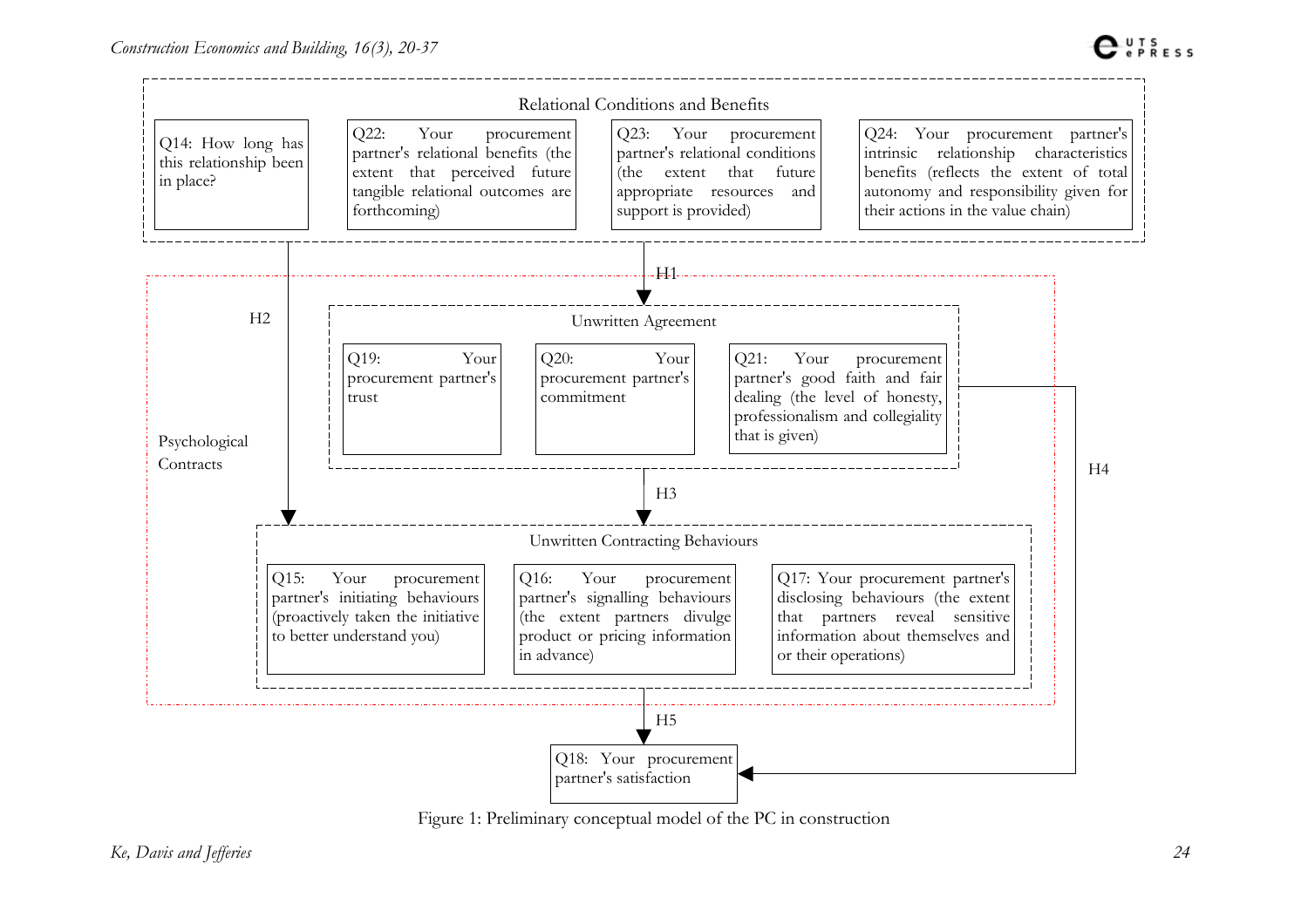Relational Conditions and Benefits

Q14: How long has this relationship been in place?

Q22: Your procurement partner's relational benefits (the extent that perceived future tangible relational outcomes are forthcoming)

Q23: Your procurement partner's relational conditions (the extent that future appropriate resources and support is provided)

Q24: Your procurement partner's intrinsic relationship characteristics benefits (reflects the extent of total autonomy and responsibility given for their actions in the value chain)

H1

H2

Psychological Contracts

Unwritten Agreement

Q19: Your procurement partner's trust

Q20: Your procurement partner's commitment

Q21: Your procurement partner's good faith and fair dealing (the level of honesty, professionalism and collegiality that is given)

H3

H4

Unwritten Contracting Behaviours

Q15: Your procurement partner's initiating behaviours (proactively taken the initiative to better understand you)

Q16: Your procurement partner's signalling behaviours (the extent partners divulge product or pricing information in advance)

Q17: Your procurement partner's disclosing behaviours (the extent that partners reveal sensitive information about themselves and or their operations)

H5

Q18: Your procurement partner's satisfaction

Figure 1: Preliminary conceptual model of the PC in construction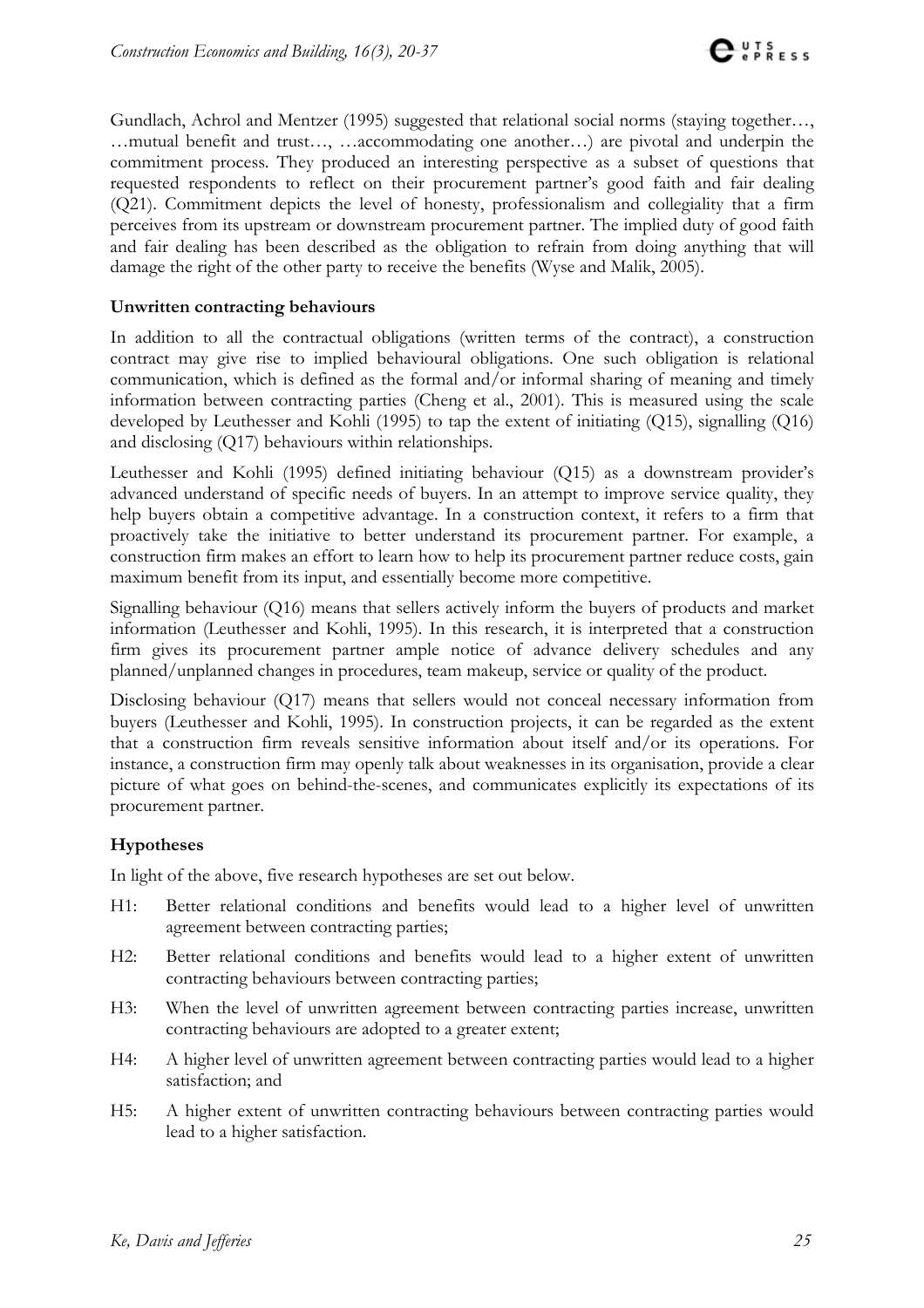Gundlach, Achrol and Mentzer (1995) suggested that relational social norms (staying together…, …mutual benefit and trust…, …accommodating one another…) are pivotal and underpin the commitment process. They produced an interesting perspective as a subset of questions that requested respondents to reflect on their procurement partner's good faith and fair dealing (Q21). Commitment depicts the level of honesty, professionalism and collegiality that a firm perceives from its upstream or downstream procurement partner. The implied duty of good faith and fair dealing has been described as the obligation to refrain from doing anything that will damage the right of the other party to receive the benefits (Wyse and Malik, 2005).

### Unwritten contracting behaviours

In addition to all the contractual obligations (written terms of the contract), a construction contract may give rise to implied behavioural obligations. One such obligation is relational communication, which is defined as the formal and/or informal sharing of meaning and timely information between contracting parties (Cheng et al., 2001). This is measured using the scale developed by Leuthesser and Kohli (1995) to tap the extent of initiating (Q15), signalling (Q16) and disclosing (Q17) behaviours within relationships.

Leuthesser and Kohli (1995) defined initiating behaviour (Q15) as a downstream provider's advanced understand of specific needs of buyers. In an attempt to improve service quality, they help buyers obtain a competitive advantage. In a construction context, it refers to a firm that proactively take the initiative to better understand its procurement partner. For example, a construction firm makes an effort to learn how to help its procurement partner reduce costs, gain maximum benefit from its input, and essentially become more competitive.

Signalling behaviour (Q16) means that sellers actively inform the buyers of products and market information (Leuthesser and Kohli, 1995). In this research, it is interpreted that a construction firm gives its procurement partner ample notice of advance delivery schedules and any planned/unplanned changes in procedures, team makeup, service or quality of the product.

Disclosing behaviour (Q17) means that sellers would not conceal necessary information from buyers (Leuthesser and Kohli, 1995). In construction projects, it can be regarded as the extent that a construction firm reveals sensitive information about itself and/or its operations. For instance, a construction firm may openly talk about weaknesses in its organisation, provide a clear picture of what goes on behind-the-scenes, and communicates explicitly its expectations of its procurement partner.

### Hypotheses

In light of the above, five research hypotheses are set out below.

- H1: Better relational conditions and benefits would lead to a higher level of unwritten agreement between contracting parties;
- H2: Better relational conditions and benefits would lead to a higher extent of unwritten contracting behaviours between contracting parties;
- H3: When the level of unwritten agreement between contracting parties increase, unwritten contracting behaviours are adopted to a greater extent;
- H4: A higher level of unwritten agreement between contracting parties would lead to a higher satisfaction; and
- H5: A higher extent of unwritten contracting behaviours between contracting parties would lead to a higher satisfaction.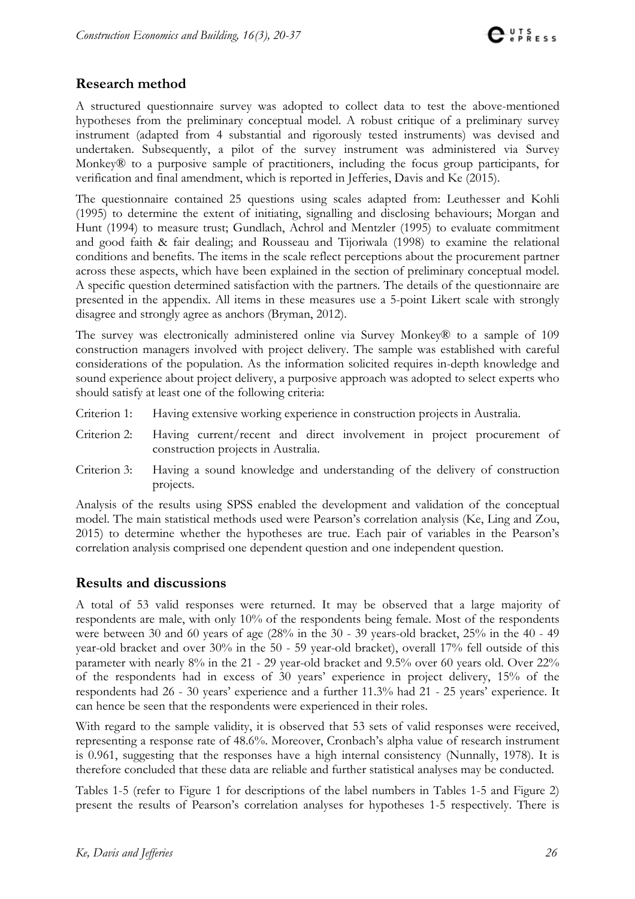## Research method

A structured questionnaire survey was adopted to collect data to test the above-mentioned hypotheses from the preliminary conceptual model. A robust critique of a preliminary survey instrument (adapted from 4 substantial and rigorously tested instruments) was devised and undertaken. Subsequently, a pilot of the survey instrument was administered via Survey Monkey® to a purposive sample of practitioners, including the focus group participants, for verification and final amendment, which is reported in Jefferies, Davis and Ke (2015).

The questionnaire contained 25 questions using scales adapted from: Leuthesser and Kohli (1995) to determine the extent of initiating, signalling and disclosing behaviours; Morgan and Hunt (1994) to measure trust; Gundlach, Achrol and Mentzler (1995) to evaluate commitment and good faith & fair dealing; and Rousseau and Tijoriwala (1998) to examine the relational conditions and benefits. The items in the scale reflect perceptions about the procurement partner across these aspects, which have been explained in the section of preliminary conceptual model. A specific question determined satisfaction with the partners. The details of the questionnaire are presented in the appendix. All items in these measures use a 5-point Likert scale with strongly disagree and strongly agree as anchors (Bryman, 2012).

The survey was electronically administered online via Survey Monkey® to a sample of 109 construction managers involved with project delivery. The sample was established with careful considerations of the population. As the information solicited requires in-depth knowledge and sound experience about project delivery, a purposive approach was adopted to select experts who should satisfy at least one of the following criteria:

Criterion 1: Having extensive working experience in construction projects in Australia.

Criterion 2: Having current/recent and direct involvement in project procurement of construction projects in Australia.

Criterion 3: Having a sound knowledge and understanding of the delivery of construction projects.

Analysis of the results using SPSS enabled the development and validation of the conceptual model. The main statistical methods used were Pearson's correlation analysis (Ke, Ling and Zou, 2015) to determine whether the hypotheses are true. Each pair of variables in the Pearson's correlation analysis comprised one dependent question and one independent question.

## Results and discussions

A total of 53 valid responses were returned. It may be observed that a large majority of respondents are male, with only 10% of the respondents being female. Most of the respondents were between 30 and 60 years of age (28% in the 30 - 39 years-old bracket, 25% in the 40 - 49 year-old bracket and over 30% in the 50 - 59 year-old bracket), overall 17% fell outside of this parameter with nearly 8% in the 21 - 29 year-old bracket and 9.5% over 60 years old. Over 22% of the respondents had in excess of 30 years' experience in project delivery, 15% of the respondents had 26 - 30 years' experience and a further 11.3% had 21 - 25 years' experience. It can hence be seen that the respondents were experienced in their roles.

With regard to the sample validity, it is observed that 53 sets of valid responses were received, representing a response rate of 48.6%. Moreover, Cronbach's alpha value of research instrument is 0.961, suggesting that the responses have a high internal consistency (Nunnally, 1978). It is therefore concluded that these data are reliable and further statistical analyses may be conducted.

Tables 1-5 (refer to Figure 1 for descriptions of the label numbers in Tables 1-5 and Figure 2) present the results of Pearson's correlation analyses for hypotheses 1-5 respectively. There is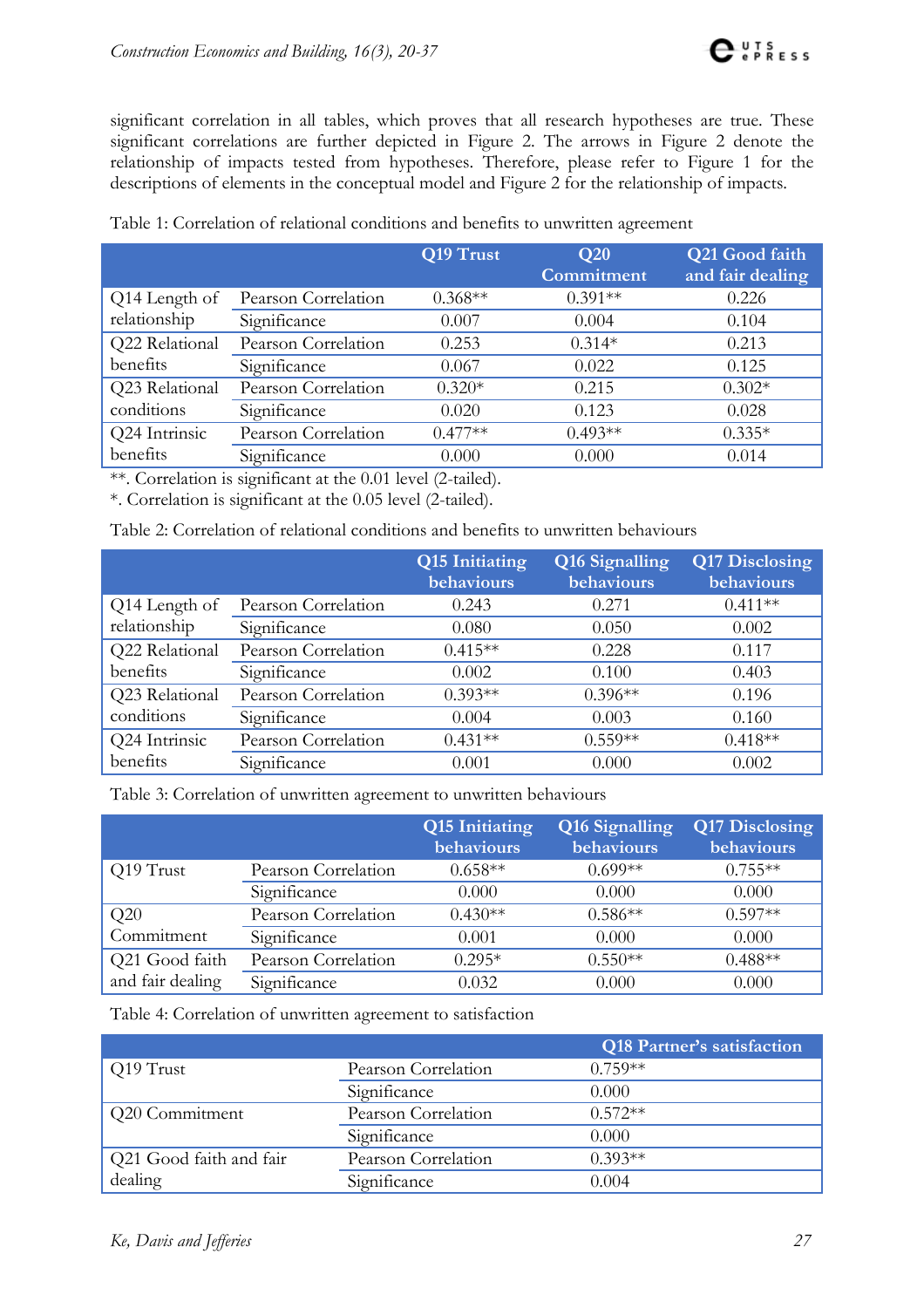significant correlation in all tables, which proves that all research hypotheses are true. These significant correlations are further depicted in Figure 2. The arrows in Figure 2 denote the relationship of impacts tested from hypotheses. Therefore, please refer to Figure 1 for the descriptions of elements in the conceptual model and Figure 2 for the relationship of impacts.

Table 1: Correlation of relational conditions and benefits to unwritten agreement

| | | Q19 Trust | Q20 Commitment | Q21 Good faith and fair dealing |
|---|---|---|---|---|
| Q14 Length of relationship | Pearson Correlation | 0.368** | 0.391** | 0.226 |
| | Significance | 0.007 | 0.004 | 0.104 |
| Q22 Relational benefits | Pearson Correlation | 0.253 | 0.314* | 0.213 |
| | Significance | 0.067 | 0.022 | 0.125 |
| Q23 Relational conditions | Pearson Correlation | 0.320* | 0.215 | 0.302* |
| | Significance | 0.020 | 0.123 | 0.028 |
| Q24 Intrinsic benefits | Pearson Correlation | 0.477** | 0.493** | 0.335* |
| | Significance | 0.000 | 0.000 | 0.014 |

**. Correlation is significant at the 0.01 level (2-tailed).

*. Correlation is significant at the 0.05 level (2-tailed).

Table 2: Correlation of relational conditions and benefits to unwritten behaviours

| | | Q15 Initiating behaviours | Q16 Signalling behaviours | Q17 Disclosing behaviours |
|---|---|---|---|---|
| Q14 Length of relationship | Pearson Correlation | 0.243 | 0.271 | 0.411** |
| | Significance | 0.080 | 0.050 | 0.002 |
| Q22 Relational benefits | Pearson Correlation | 0.415** | 0.228 | 0.117 |
| | Significance | 0.002 | 0.100 | 0.403 |
| Q23 Relational conditions | Pearson Correlation | 0.393** | 0.396** | 0.196 |
| | Significance | 0.004 | 0.003 | 0.160 |
| Q24 Intrinsic benefits | Pearson Correlation | 0.431** | 0.559** | 0.418** |
| | Significance | 0.001 | 0.000 | 0.002 |

Table 3: Correlation of unwritten agreement to unwritten behaviours

| | | Q15 Initiating behaviours | Q16 Signalling behaviours | Q17 Disclosing behaviours |
|---|---|---|---|---|
| Q19 Trust | Pearson Correlation | 0.658** | 0.699** | 0.755** |
| | Significance | 0.000 | 0.000 | 0.000 |
| Q20 Commitment | Pearson Correlation | 0.430** | 0.586** | 0.597** |
| | Significance | 0.001 | 0.000 | 0.000 |
| Q21 Good faith and fair dealing | Pearson Correlation | 0.295* | 0.550** | 0.488** |
| | Significance | 0.032 | 0.000 | 0.000 |

Table 4: Correlation of unwritten agreement to satisfaction

| | | Q18 Partner's satisfaction |
|---|---|---|
| Q19 Trust | Pearson Correlation | 0.759** |
| | Significance | 0.000 |
| Q20 Commitment | Pearson Correlation | 0.572** |
| | Significance | 0.000 |
| Q21 Good faith and fair dealing | Pearson Correlation | 0.393** |
| | Significance | 0.004 |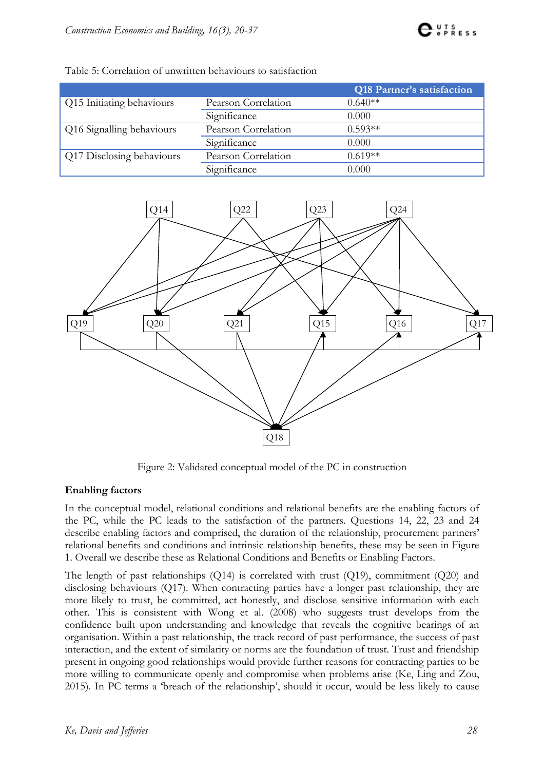Table 5: Correlation of unwritten behaviours to satisfaction

| | | Q18 Partner's satisfaction |
|---|---|---|
| Q15 Initiating behaviours | Pearson Correlation | 0.640** |
| | Significance | 0.000 |
| Q16 Signalling behaviours | Pearson Correlation | 0.593** |
| | Significance | 0.000 |
| Q17 Disclosing behaviours | Pearson Correlation | 0.619** |
| | Significance | 0.000 |

Figure 2: Validated conceptual model of the PC in construction

**Enabling factors**

In the conceptual model, relational conditions and relational benefits are the enabling factors of the PC, while the PC leads to the satisfaction of the partners. Questions 14, 22, 23 and 24 describe enabling factors and comprised, the duration of the relationship, procurement partners' relational benefits and conditions and intrinsic relationship benefits, these may be seen in Figure 1. Overall we describe these as Relational Conditions and Benefits or Enabling Factors.

The length of past relationships (Q14) is correlated with trust (Q19), commitment (Q20) and disclosing behaviours (Q17). When contracting parties have a longer past relationship, they are more likely to trust, be committed, act honestly, and disclose sensitive information with each other. This is consistent with Wong et al. (2008) who suggests trust develops from the confidence built upon understanding and knowledge that reveals the cognitive bearings of an organisation. Within a past relationship, the track record of past performance, the success of past interaction, and the extent of similarity or norms are the foundation of trust. Trust and friendship present in ongoing good relationships would provide further reasons for contracting parties to be more willing to communicate openly and compromise when problems arise (Ke, Ling and Zou, 2015). In PC terms a 'breach of the relationship', should it occur, would be less likely to cause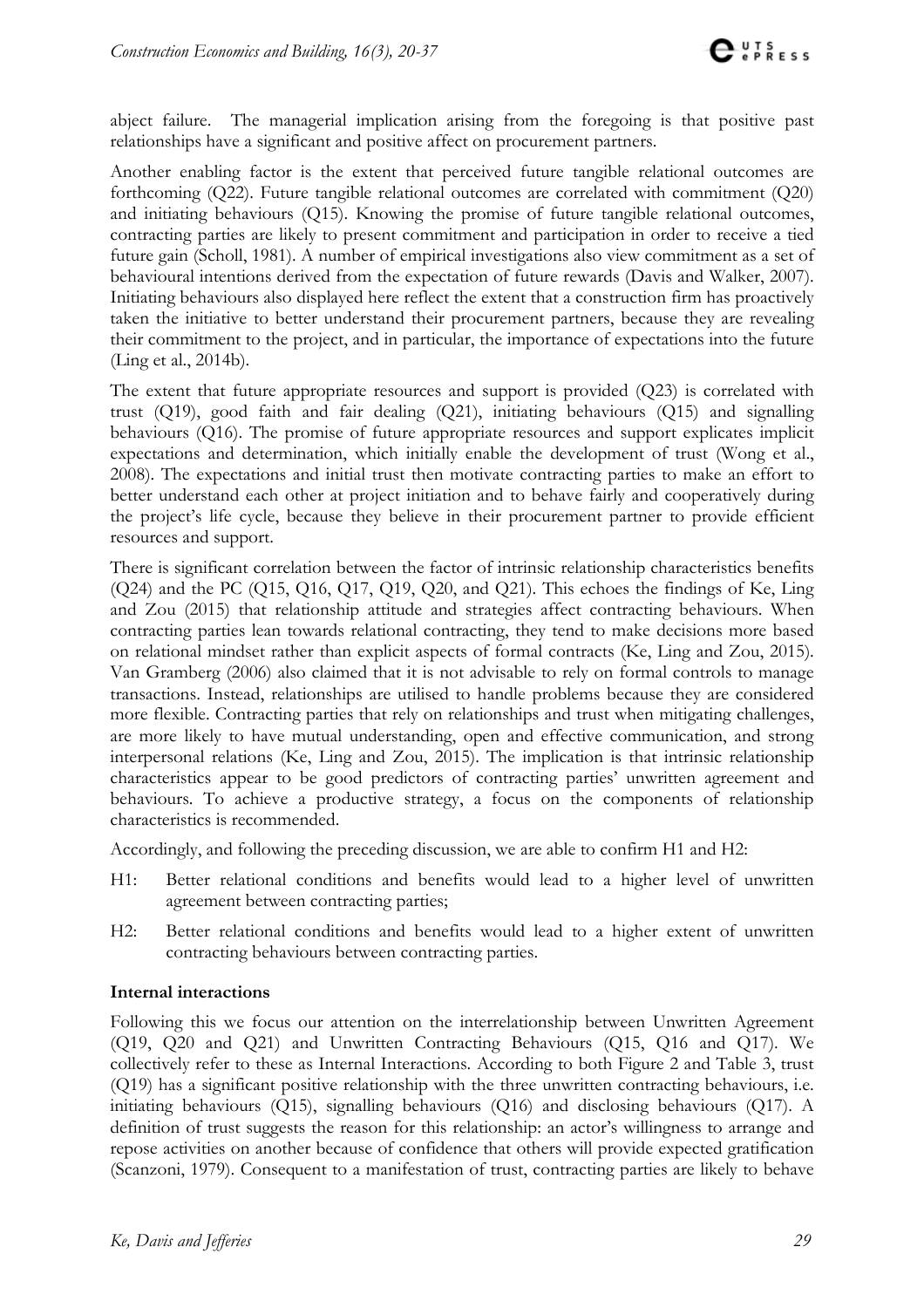abject failure. The managerial implication arising from the foregoing is that positive past relationships have a significant and positive affect on procurement partners.

Another enabling factor is the extent that perceived future tangible relational outcomes are forthcoming (Q22). Future tangible relational outcomes are correlated with commitment (Q20) and initiating behaviours (Q15). Knowing the promise of future tangible relational outcomes, contracting parties are likely to present commitment and participation in order to receive a tied future gain (Scholl, 1981). A number of empirical investigations also view commitment as a set of behavioural intentions derived from the expectation of future rewards (Davis and Walker, 2007). Initiating behaviours also displayed here reflect the extent that a construction firm has proactively taken the initiative to better understand their procurement partners, because they are revealing their commitment to the project, and in particular, the importance of expectations into the future (Ling et al., 2014b).

The extent that future appropriate resources and support is provided (Q23) is correlated with trust (Q19), good faith and fair dealing (Q21), initiating behaviours (Q15) and signalling behaviours (Q16). The promise of future appropriate resources and support explicates implicit expectations and determination, which initially enable the development of trust (Wong et al., 2008). The expectations and initial trust then motivate contracting parties to make an effort to better understand each other at project initiation and to behave fairly and cooperatively during the project's life cycle, because they believe in their procurement partner to provide efficient resources and support.

There is significant correlation between the factor of intrinsic relationship characteristics benefits (Q24) and the PC (Q15, Q16, Q17, Q19, Q20, and Q21). This echoes the findings of Ke, Ling and Zou (2015) that relationship attitude and strategies affect contracting behaviours. When contracting parties lean towards relational contracting, they tend to make decisions more based on relational mindset rather than explicit aspects of formal contracts (Ke, Ling and Zou, 2015). Van Gramberg (2006) also claimed that it is not advisable to rely on formal controls to manage transactions. Instead, relationships are utilised to handle problems because they are considered more flexible. Contracting parties that rely on relationships and trust when mitigating challenges, are more likely to have mutual understanding, open and effective communication, and strong interpersonal relations (Ke, Ling and Zou, 2015). The implication is that intrinsic relationship characteristics appear to be good predictors of contracting parties' unwritten agreement and behaviours. To achieve a productive strategy, a focus on the components of relationship characteristics is recommended.

Accordingly, and following the preceding discussion, we are able to confirm H1 and H2:

H1: Better relational conditions and benefits would lead to a higher level of unwritten agreement between contracting parties;

H2: Better relational conditions and benefits would lead to a higher extent of unwritten contracting behaviours between contracting parties.

**Internal interactions**

Following this we focus our attention on the interrelationship between Unwritten Agreement (Q19, Q20 and Q21) and Unwritten Contracting Behaviours (Q15, Q16 and Q17). We collectively refer to these as Internal Interactions. According to both Figure 2 and Table 3, trust (Q19) has a significant positive relationship with the three unwritten contracting behaviours, i.e. initiating behaviours (Q15), signalling behaviours (Q16) and disclosing behaviours (Q17). A definition of trust suggests the reason for this relationship: an actor's willingness to arrange and repose activities on another because of confidence that others will provide expected gratification (Scanzoni, 1979). Consequent to a manifestation of trust, contracting parties are likely to behave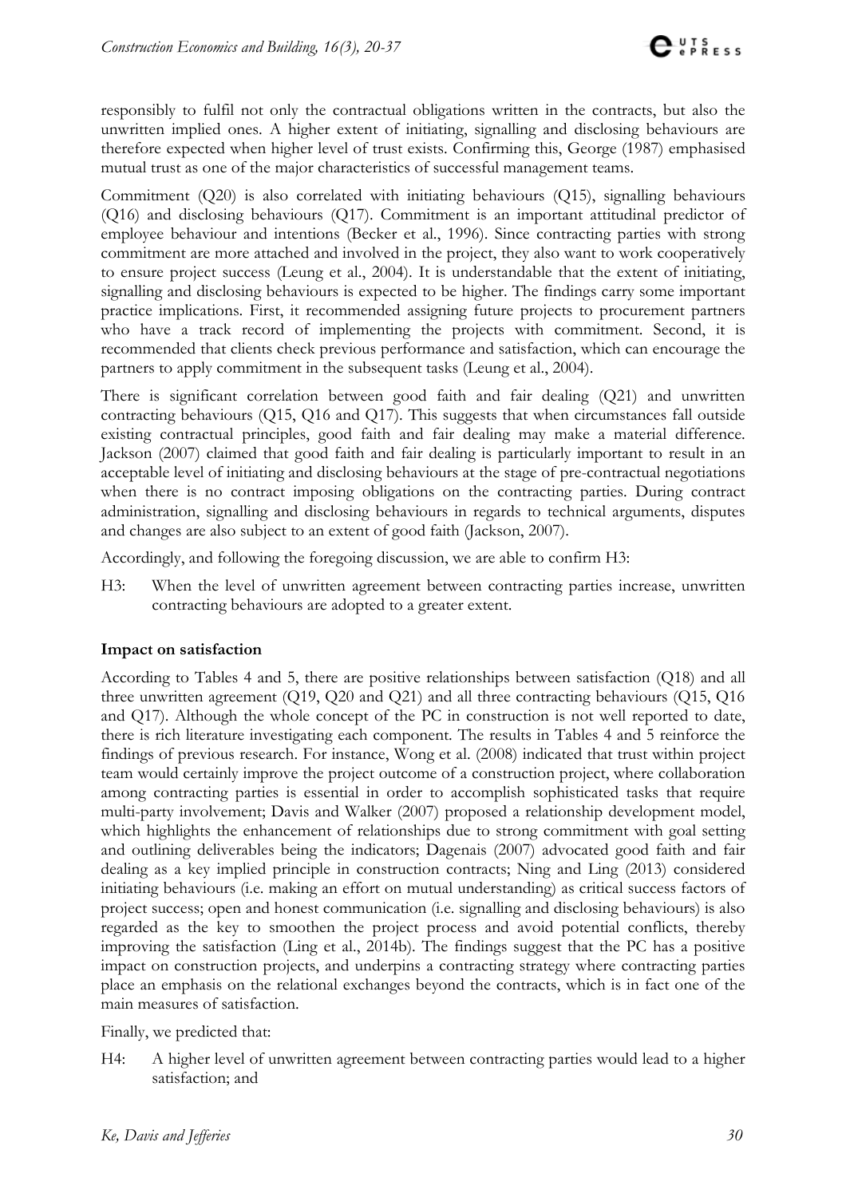responsibly to fulfil not only the contractual obligations written in the contracts, but also the unwritten implied ones. A higher extent of initiating, signalling and disclosing behaviours are therefore expected when higher level of trust exists. Confirming this, George (1987) emphasised mutual trust as one of the major characteristics of successful management teams.

Commitment (Q20) is also correlated with initiating behaviours (Q15), signalling behaviours (Q16) and disclosing behaviours (Q17). Commitment is an important attitudinal predictor of employee behaviour and intentions (Becker et al., 1996). Since contracting parties with strong commitment are more attached and involved in the project, they also want to work cooperatively to ensure project success (Leung et al., 2004). It is understandable that the extent of initiating, signalling and disclosing behaviours is expected to be higher. The findings carry some important practice implications. First, it recommended assigning future projects to procurement partners who have a track record of implementing the projects with commitment. Second, it is recommended that clients check previous performance and satisfaction, which can encourage the partners to apply commitment in the subsequent tasks (Leung et al., 2004).

There is significant correlation between good faith and fair dealing (Q21) and unwritten contracting behaviours (Q15, Q16 and Q17). This suggests that when circumstances fall outside existing contractual principles, good faith and fair dealing may make a material difference. Jackson (2007) claimed that good faith and fair dealing is particularly important to result in an acceptable level of initiating and disclosing behaviours at the stage of pre-contractual negotiations when there is no contract imposing obligations on the contracting parties. During contract administration, signalling and disclosing behaviours in regards to technical arguments, disputes and changes are also subject to an extent of good faith (Jackson, 2007).

Accordingly, and following the foregoing discussion, we are able to confirm H3:

H3: When the level of unwritten agreement between contracting parties increase, unwritten contracting behaviours are adopted to a greater extent.

**Impact on satisfaction**

According to Tables 4 and 5, there are positive relationships between satisfaction (Q18) and all three unwritten agreement (Q19, Q20 and Q21) and all three contracting behaviours (Q15, Q16 and Q17). Although the whole concept of the PC in construction is not well reported to date, there is rich literature investigating each component. The results in Tables 4 and 5 reinforce the findings of previous research. For instance, Wong et al. (2008) indicated that trust within project team would certainly improve the project outcome of a construction project, where collaboration among contracting parties is essential in order to accomplish sophisticated tasks that require multi-party involvement; Davis and Walker (2007) proposed a relationship development model, which highlights the enhancement of relationships due to strong commitment with goal setting and outlining deliverables being the indicators; Dagenais (2007) advocated good faith and fair dealing as a key implied principle in construction contracts; Ning and Ling (2013) considered initiating behaviours (i.e. making an effort on mutual understanding) as critical success factors of project success; open and honest communication (i.e. signalling and disclosing behaviours) is also regarded as the key to smoothen the project process and avoid potential conflicts, thereby improving the satisfaction (Ling et al., 2014b). The findings suggest that the PC has a positive impact on construction projects, and underpins a contracting strategy where contracting parties place an emphasis on the relational exchanges beyond the contracts, which is in fact one of the main measures of satisfaction.

Finally, we predicted that:

H4: A higher level of unwritten agreement between contracting parties would lead to a higher satisfaction; and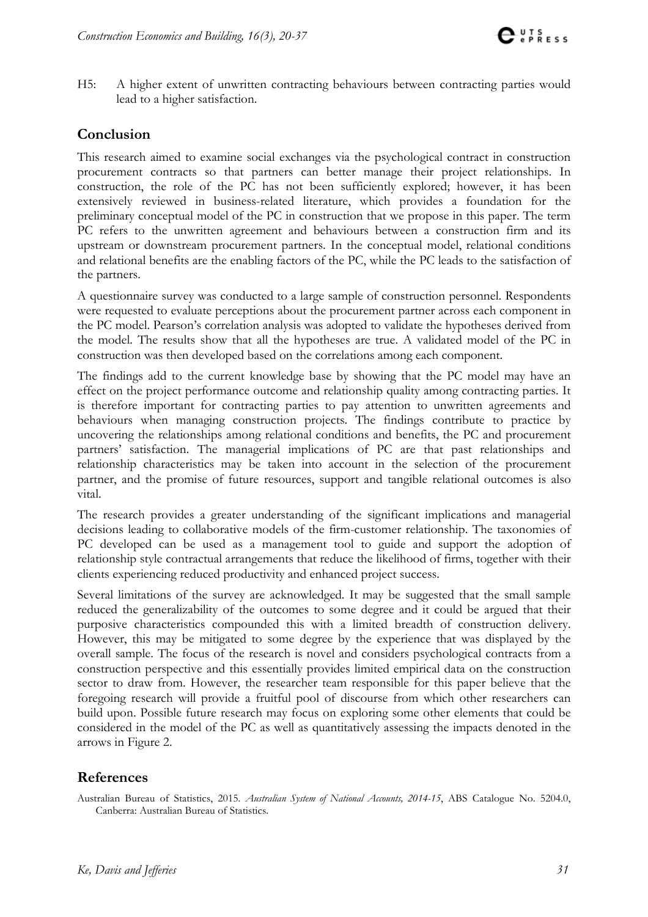H5: A higher extent of unwritten contracting behaviours between contracting parties would lead to a higher satisfaction.

## Conclusion

This research aimed to examine social exchanges via the psychological contract in construction procurement contracts so that partners can better manage their project relationships. In construction, the role of the PC has not been sufficiently explored; however, it has been extensively reviewed in business-related literature, which provides a foundation for the preliminary conceptual model of the PC in construction that we propose in this paper. The term PC refers to the unwritten agreement and behaviours between a construction firm and its upstream or downstream procurement partners. In the conceptual model, relational conditions and relational benefits are the enabling factors of the PC, while the PC leads to the satisfaction of the partners.

A questionnaire survey was conducted to a large sample of construction personnel. Respondents were requested to evaluate perceptions about the procurement partner across each component in the PC model. Pearson's correlation analysis was adopted to validate the hypotheses derived from the model. The results show that all the hypotheses are true. A validated model of the PC in construction was then developed based on the correlations among each component.

The findings add to the current knowledge base by showing that the PC model may have an effect on the project performance outcome and relationship quality among contracting parties. It is therefore important for contracting parties to pay attention to unwritten agreements and behaviours when managing construction projects. The findings contribute to practice by uncovering the relationships among relational conditions and benefits, the PC and procurement partners' satisfaction. The managerial implications of PC are that past relationships and relationship characteristics may be taken into account in the selection of the procurement partner, and the promise of future resources, support and tangible relational outcomes is also vital.

The research provides a greater understanding of the significant implications and managerial decisions leading to collaborative models of the firm-customer relationship. The taxonomies of PC developed can be used as a management tool to guide and support the adoption of relationship style contractual arrangements that reduce the likelihood of firms, together with their clients experiencing reduced productivity and enhanced project success.

Several limitations of the survey are acknowledged. It may be suggested that the small sample reduced the generalizability of the outcomes to some degree and it could be argued that their purposive characteristics compounded this with a limited breadth of construction delivery. However, this may be mitigated to some degree by the experience that was displayed by the overall sample. The focus of the research is novel and considers psychological contracts from a construction perspective and this essentially provides limited empirical data on the construction sector to draw from. However, the researcher team responsible for this paper believe that the foregoing research will provide a fruitful pool of discourse from which other researchers can build upon. Possible future research may focus on exploring some other elements that could be considered in the model of the PC as well as quantitatively assessing the impacts denoted in the arrows in Figure 2.

## References

Australian Bureau of Statistics, 2015. *Australian System of National Accounts, 2014-15*, ABS Catalogue No. 5204.0, Canberra: Australian Bureau of Statistics.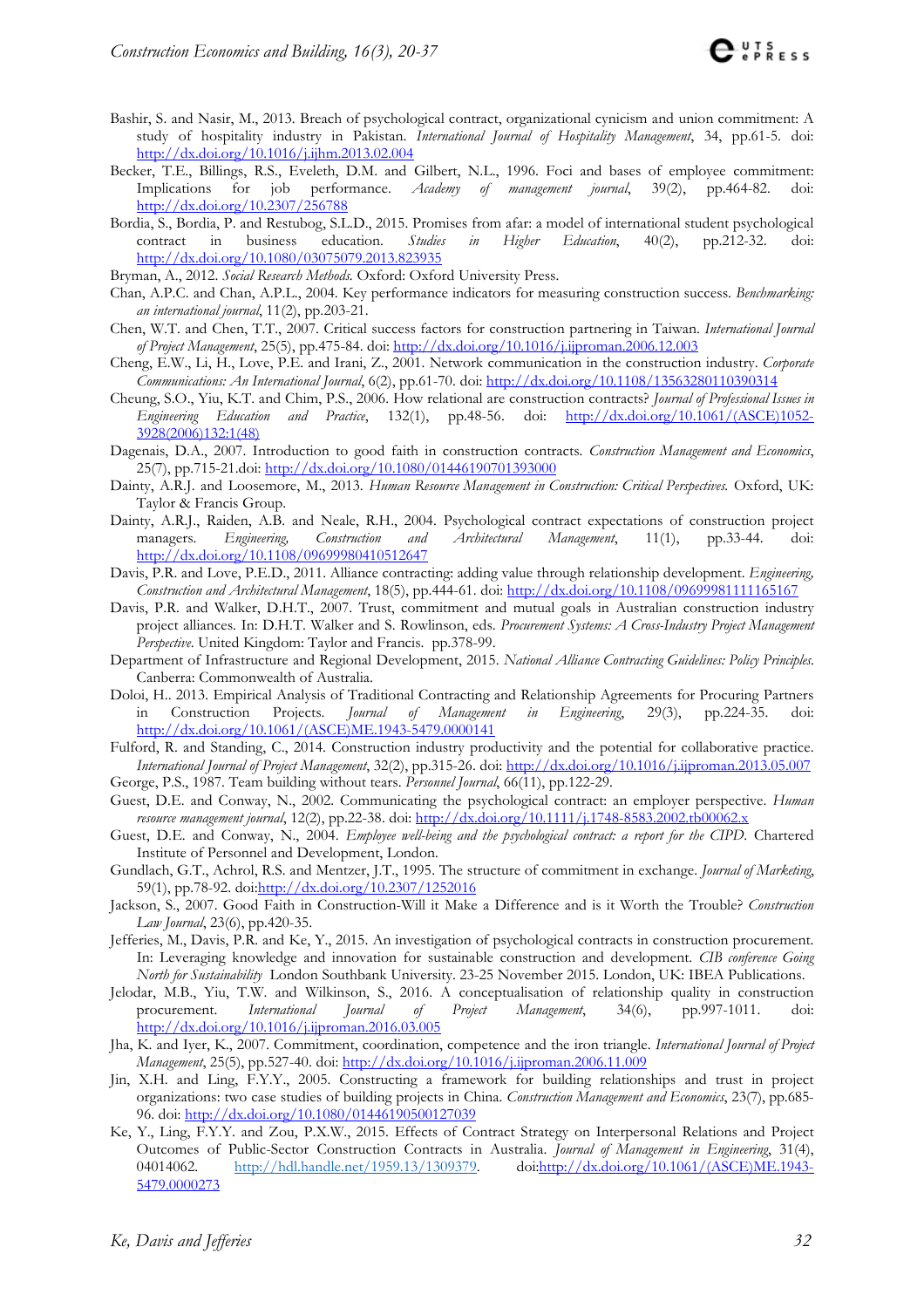Bashir, S. and Nasir, M., 2013. Breach of psychological contract, organizational cynicism and union commitment: A study of hospitality industry in Pakistan. *International Journal of Hospitality Management*, 34, pp.61-5. doi: http://dx.doi.org/10.1016/j.ijhm.2013.02.004

Becker, T.E., Billings, R.S., Eveleth, D.M. and Gilbert, N.L., 1996. Foci and bases of employee commitment: Implications for job performance. *Academy of management journal*, 39(2), pp.464-82. doi: http://dx.doi.org/10.2307/256788

Bordia, S., Bordia, P. and Restubog, S.L.D., 2015. Promises from afar: a model of international student psychological contract in business education. *Studies in Higher Education*, 40(2), pp.212-32. doi: http://dx.doi.org/10.1080/03075079.2013.823935

Bryman, A., 2012. *Social Research Methods*. Oxford: Oxford University Press.

Chan, A.P.C. and Chan, A.P.L., 2004. Key performance indicators for measuring construction success. *Benchmarking: an international journal*, 11(2), pp.203-21.

Chen, W.T. and Chen, T.T., 2007. Critical success factors for construction partnering in Taiwan. *International Journal of Project Management*, 25(5), pp.475-84. doi: http://dx.doi.org/10.1016/j.ijproman.2006.12.003

Cheng, E.W., Li, H., Love, P.E. and Irani, Z., 2001. Network communication in the construction industry. *Corporate Communications: An International Journal*, 6(2), pp.61-70. doi: http://dx.doi.org/10.1108/13563280110390314

Cheung, S.O., Yiu, K.T. and Chim, P.S., 2006. How relational are construction contracts? *Journal of Professional Issues in Engineering Education and Practice*, 132(1), pp.48-56. doi: http://dx.doi.org/10.1061/(ASCE)1052-3928(2006)132:1(48)

Dagenais, D.A., 2007. Introduction to good faith in construction contracts. *Construction Management and Economics*, 25(7), pp.715-21.doi: http://dx.doi.org/10.1080/01446190701393000

Dainty, A.R.J. and Loosemore, M., 2013. *Human Resource Management in Construction: Critical Perspectives.* Oxford, UK: Taylor & Francis Group.

Dainty, A.R.J., Raiden, A.B. and Neale, R.H., 2004. Psychological contract expectations of construction project managers. *Engineering, Construction and Architectural Management*, 11(1), pp.33-44. doi: http://dx.doi.org/10.1108/09699980410512647

Davis, P.R. and Love, P.E.D., 2011. Alliance contracting: adding value through relationship development. *Engineering, Construction and Architectural Management*, 18(5), pp.444-61. doi: http://dx.doi.org/10.1108/09699981111165167

Davis, P.R. and Walker, D.H.T., 2007. Trust, commitment and mutual goals in Australian construction industry project alliances. In: D.H.T. Walker and S. Rowlinson, eds. *Procurement Systems: A Cross-Industry Project Management Perspective*. United Kingdom: Taylor and Francis. pp.378-99.

Department of Infrastructure and Regional Development, 2015. *National Alliance Contracting Guidelines: Policy Principles*. Canberra: Commonwealth of Australia.

Doloi, H.. 2013. Empirical Analysis of Traditional Contracting and Relationship Agreements for Procuring Partners in Construction Projects. *Journal of Management in Engineering*, 29(3), pp.224-35. doi: http://dx.doi.org/10.1061/(ASCE)ME.1943-5479.0000141

Fulford, R. and Standing, C., 2014. Construction industry productivity and the potential for collaborative practice. *International Journal of Project Management*, 32(2), pp.315-26. doi: http://dx.doi.org/10.1016/j.ijproman.2013.05.007

George, P.S., 1987. Team building without tears. *Personnel Journal*, 66(11), pp.122-29.

Guest, D.E. and Conway, N., 2002. Communicating the psychological contract: an employer perspective. *Human resource management journal*, 12(2), pp.22-38. doi: http://dx.doi.org/10.1111/j.1748-8583.2002.tb00062.x

Guest, D.E. and Conway, N., 2004. *Employee well-being and the psychological contract: a report for the CIPD*. Chartered Institute of Personnel and Development, London.

Gundlach, G.T., Achrol, R.S. and Mentzer, J.T., 1995. The structure of commitment in exchange. *Journal of Marketing*, 59(1), pp.78-92. doi:http://dx.doi.org/10.2307/1252016

Jackson, S., 2007. Good Faith in Construction-Will it Make a Difference and is it Worth the Trouble? *Construction Law Journal*, 23(6), pp.420-35.

Jefferies, M., Davis, P.R. and Ke, Y., 2015. An investigation of psychological contracts in construction procurement. In: Leveraging knowledge and innovation for sustainable construction and development. *CIB conference Going North for Sustainability* London Southbank University. 23-25 November 2015. London, UK: IBEA Publications.

Jelodar, M.B., Yiu, T.W. and Wilkinson, S., 2016. A conceptualisation of relationship quality in construction procurement. *International Journal of Project Management*, 34(6), pp.997-1011. doi: http://dx.doi.org/10.1016/j.ijproman.2016.03.005

Jha, K. and Iyer, K., 2007. Commitment, coordination, competence and the iron triangle. *International Journal of Project Management*, 25(5), pp.527-40. doi: http://dx.doi.org/10.1016/j.ijproman.2006.11.009

Jin, X.H. and Ling, F.Y.Y., 2005. Constructing a framework for building relationships and trust in project organizations: two case studies of building projects in China. *Construction Management and Economics*, 23(7), pp.685-96. doi: http://dx.doi.org/10.1080/01446190500127039

Ke, Y., Ling, F.Y.Y. and Zou, P.X.W., 2015. Effects of Contract Strategy on Interpersonal Relations and Project Outcomes of Public-Sector Construction Contracts in Australia. *Journal of Management in Engineering*, 31(4), 04014062. http://hdl.handle.net/1959.13/1309379. doi:http://dx.doi.org/10.1061/(ASCE)ME.1943-5479.0000273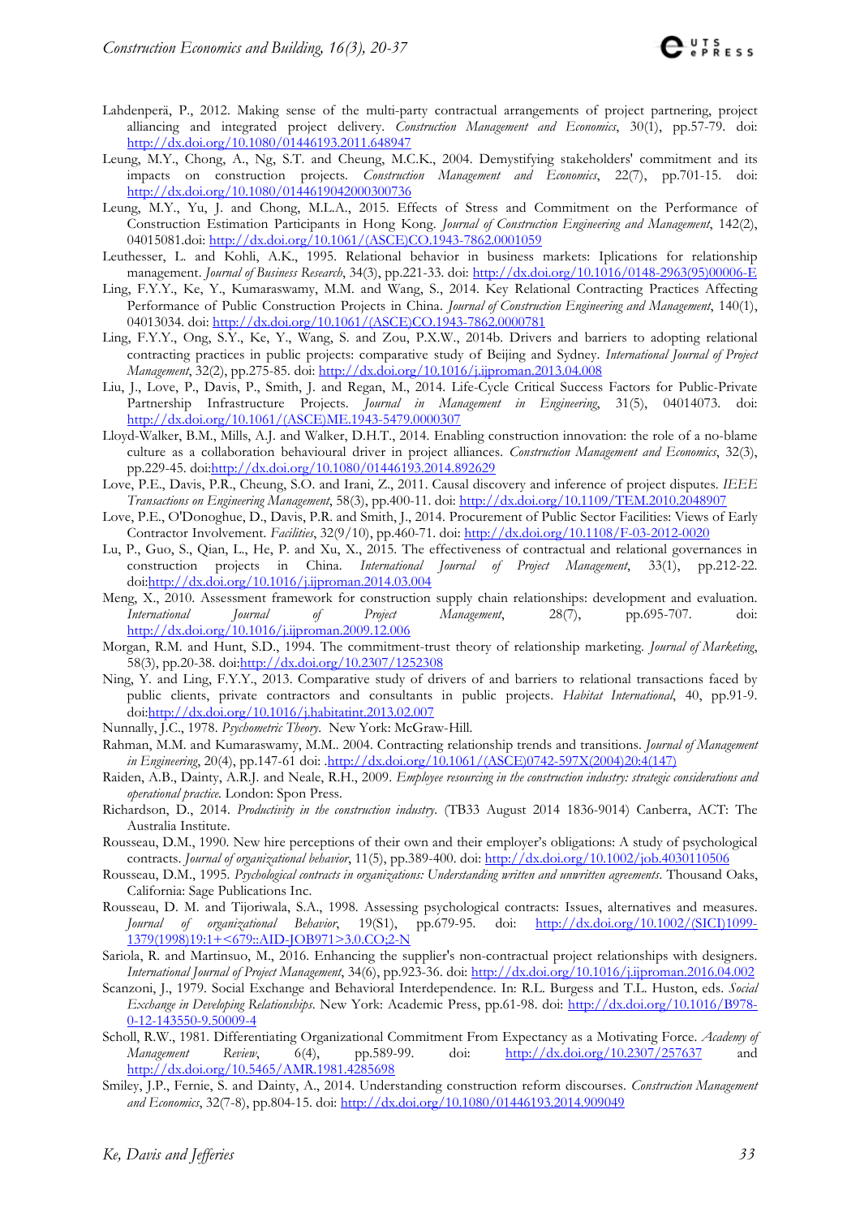Lahdenperä, P., 2012. Making sense of the multi-party contractual arrangements of project partnering, project alliancing and integrated project delivery. *Construction Management and Economics*, 30(1), pp.57-79. doi: http://dx.doi.org/10.1080/01446193.2011.648947

Leung, M.Y., Chong, A., Ng, S.T. and Cheung, M.C.K., 2004. Demystifying stakeholders' commitment and its impacts on construction projects. *Construction Management and Economics*, 22(7), pp.701-15. doi: http://dx.doi.org/10.1080/0144619042000300736

Leung, M.Y., Yu, J. and Chong, M.L.A., 2015. Effects of Stress and Commitment on the Performance of Construction Estimation Participants in Hong Kong. *Journal of Construction Engineering and Management*, 142(2), 04015081.doi: http://dx.doi.org/10.1061/(ASCE)CO.1943-7862.0001059

Leuthesser, L. and Kohli, A.K., 1995. Relational behavior in business markets: Iplications for relationship management. *Journal of Business Research*, 34(3), pp.221-33. doi: http://dx.doi.org/10.1016/0148-2963(95)00006-E

Ling, F.Y.Y., Ke, Y., Kumaraswamy, M.M. and Wang, S., 2014. Key Relational Contracting Practices Affecting Performance of Public Construction Projects in China. *Journal of Construction Engineering and Management*, 140(1), 04013034. doi: http://dx.doi.org/10.1061/(ASCE)CO.1943-7862.0000781

Ling, F.Y.Y., Ong, S.Y., Ke, Y., Wang, S. and Zou, P.X.W., 2014b. Drivers and barriers to adopting relational contracting practices in public projects: comparative study of Beijing and Sydney. *International Journal of Project Management*, 32(2), pp.275-85. doi: http://dx.doi.org/10.1016/j.ijproman.2013.04.008

Liu, J., Love, P., Davis, P., Smith, J. and Regan, M., 2014. Life-Cycle Critical Success Factors for Public-Private Partnership Infrastructure Projects. *Journal in Management in Engineering*, 31(5), 04014073. doi: http://dx.doi.org/10.1061/(ASCE)ME.1943-5479.0000307

Lloyd-Walker, B.M., Mills, A.J. and Walker, D.H.T., 2014. Enabling construction innovation: the role of a no-blame culture as a collaboration behavioural driver in project alliances. *Construction Management and Economics*, 32(3), pp.229-45. doi:http://dx.doi.org/10.1080/01446193.2014.892629

Love, P.E., Davis, P.R., Cheung, S.O. and Irani, Z., 2011. Causal discovery and inference of project disputes. *IEEE Transactions on Engineering Management*, 58(3), pp.400-11. doi: http://dx.doi.org/10.1109/TEM.2010.2048907

Love, P.E., O'Donoghue, D., Davis, P.R. and Smith, J., 2014. Procurement of Public Sector Facilities: Views of Early Contractor Involvement. *Facilities*, 32(9/10), pp.460-71. doi: http://dx.doi.org/10.1108/F-03-2012-0020

Lu, P., Guo, S., Qian, L., He, P. and Xu, X., 2015. The effectiveness of contractual and relational governances in construction projects in China. *International Journal of Project Management*, 33(1), pp.212-22. doi:http://dx.doi.org/10.1016/j.ijproman.2014.03.004

Meng, X., 2010. Assessment framework for construction supply chain relationships: development and evaluation. *International Journal of Project Management*, 28(7), pp.695-707. doi: http://dx.doi.org/10.1016/j.ijproman.2009.12.006

Morgan, R.M. and Hunt, S.D., 1994. The commitment-trust theory of relationship marketing. *Journal of Marketing*, 58(3), pp.20-38. doi:http://dx.doi.org/10.2307/1252308

Ning, Y. and Ling, F.Y.Y., 2013. Comparative study of drivers of and barriers to relational transactions faced by public clients, private contractors and consultants in public projects. *Habitat International*, 40, pp.91-9. doi:http://dx.doi.org/10.1016/j.habitatint.2013.02.007

Nunnally, J.C., 1978. *Psychometric Theory*. New York: McGraw-Hill.

Rahman, M.M. and Kumaraswamy, M.M.. 2004. Contracting relationship trends and transitions. *Journal of Management in Engineering*, 20(4), pp.147-61 doi: .http://dx.doi.org/10.1061/(ASCE)0742-597X(2004)20:4(147)

Raiden, A.B., Dainty, A.R.J. and Neale, R.H., 2009. *Employee resourcing in the construction industry: strategic considerations and operational practice*. London: Spon Press.

Richardson, D., 2014. *Productivity in the construction industry*. (TB33 August 2014 1836-9014) Canberra, ACT: The Australia Institute.

Rousseau, D.M., 1990. New hire perceptions of their own and their employer's obligations: A study of psychological contracts. *Journal of organizational behavior*, 11(5), pp.389-400. doi: http://dx.doi.org/10.1002/job.4030110506

Rousseau, D.M., 1995. *Psychological contracts in organizations: Understanding written and unwritten agreements*. Thousand Oaks, California: Sage Publications Inc.

Rousseau, D. M. and Tijoriwala, S.A., 1998. Assessing psychological contracts: Issues, alternatives and measures. *Journal of organizational Behavior*, 19(S1), pp.679-95. doi: http://dx.doi.org/10.1002/(SICI)1099-1379(1998)19:1+<679::AID-JOB971>3.0.CO;2-N

Sariola, R. and Martinsuo, M., 2016. Enhancing the supplier's non-contractual project relationships with designers. *International Journal of Project Management*, 34(6), pp.923-36. doi: http://dx.doi.org/10.1016/j.ijproman.2016.04.002

Scanzoni, J., 1979. Social Exchange and Behavioral Interdependence. In: R.L. Burgess and T.L. Huston, eds. *Social Exchange in Developing Relationships*. New York: Academic Press, pp.61-98. doi: http://dx.doi.org/10.1016/B978-0-12-143550-9.50009-4

Scholl, R.W., 1981. Differentiating Organizational Commitment From Expectancy as a Motivating Force. *Academy of Management Review*, 6(4), pp.589-99. doi: http://dx.doi.org/10.2307/257637 and http://dx.doi.org/10.5465/AMR.1981.4285698

Smiley, J.P., Fernie, S. and Dainty, A., 2014. Understanding construction reform discourses. *Construction Management and Economics*, 32(7-8), pp.804-15. doi: http://dx.doi.org/10.1080/01446193.2014.909049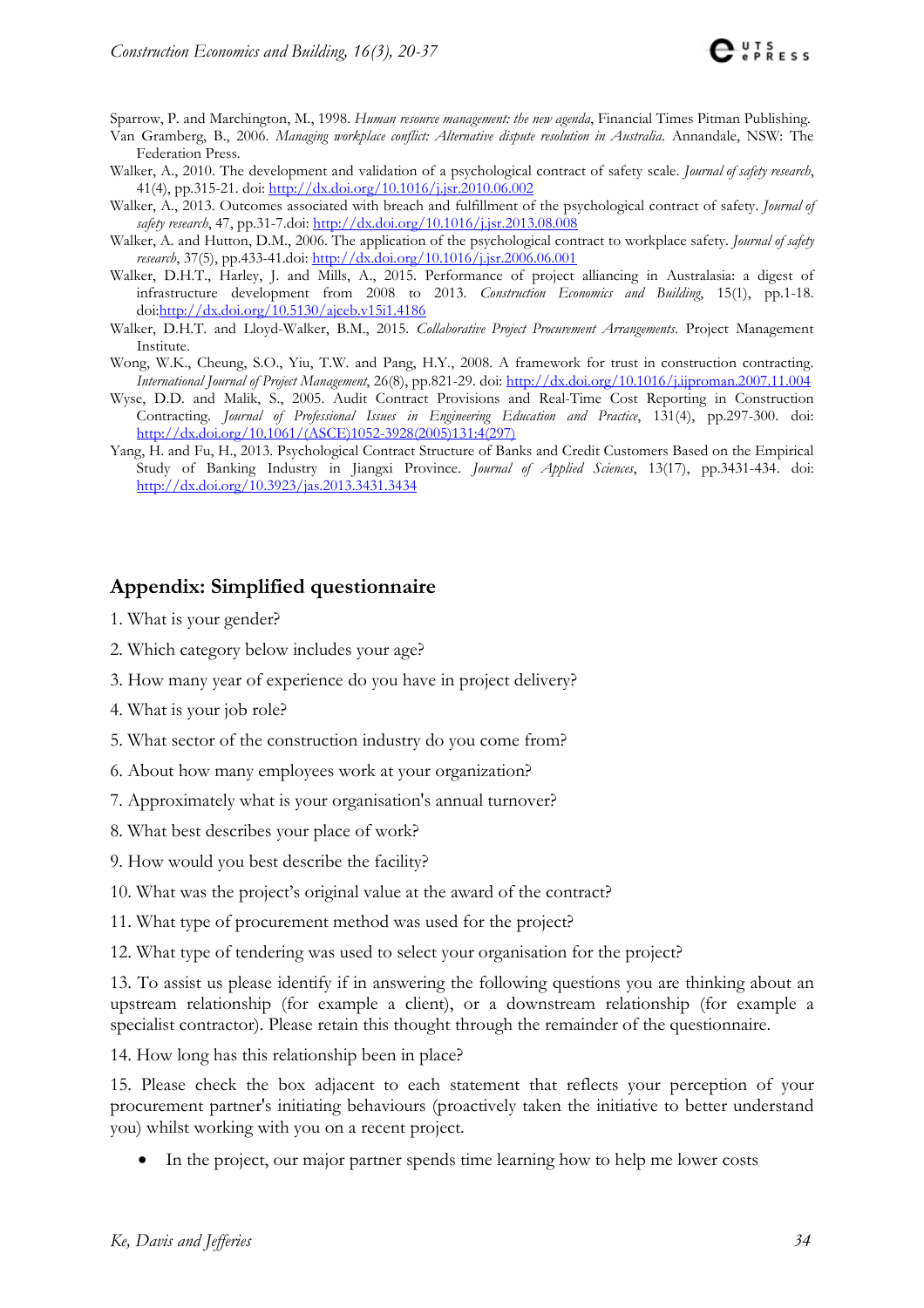Sparrow, P. and Marchington, M., 1998. *Human resource management: the new agenda*, Financial Times Pitman Publishing.

Van Gramberg, B., 2006. *Managing workplace conflict: Alternative dispute resolution in Australia*. Annandale, NSW: The Federation Press.

Walker, A., 2010. The development and validation of a psychological contract of safety scale. *Journal of safety research*, 41(4), pp.315-21. doi: http://dx.doi.org/10.1016/j.jsr.2010.06.002

Walker, A., 2013. Outcomes associated with breach and fulfillment of the psychological contract of safety. *Journal of safety research*, 47, pp.31-7.doi: http://dx.doi.org/10.1016/j.jsr.2013.08.008

Walker, A. and Hutton, D.M., 2006. The application of the psychological contract to workplace safety. *Journal of safety research*, 37(5), pp.433-41.doi: http://dx.doi.org/10.1016/j.jsr.2006.06.001

Walker, D.H.T., Harley, J. and Mills, A., 2015. Performance of project alliancing in Australasia: a digest of infrastructure development from 2008 to 2013. *Construction Economics and Building*, 15(1), pp.1-18. doi:http://dx.doi.org/10.5130/ajceb.v15i1.4186

Walker, D.H.T. and Lloyd-Walker, B.M., 2015. *Collaborative Project Procurement Arrangements*. Project Management Institute.

Wong, W.K., Cheung, S.O., Yiu, T.W. and Pang, H.Y., 2008. A framework for trust in construction contracting. *International Journal of Project Management*, 26(8), pp.821-29. doi: http://dx.doi.org/10.1016/j.ijproman.2007.11.004

Wyse, D.D. and Malik, S., 2005. Audit Contract Provisions and Real-Time Cost Reporting in Construction Contracting. *Journal of Professional Issues in Engineering Education and Practice*, 131(4), pp.297-300. doi: http://dx.doi.org/10.1061/(ASCE)1052-3928(2005)131:4(297)

Yang, H. and Fu, H., 2013. Psychological Contract Structure of Banks and Credit Customers Based on the Empirical Study of Banking Industry in Jiangxi Province. *Journal of Applied Sciences*, 13(17), pp.3431-434. doi: http://dx.doi.org/10.3923/jas.2013.3431.3434

## Appendix: Simplified questionnaire

1. What is your gender?

2. Which category below includes your age?

3. How many year of experience do you have in project delivery?

4. What is your job role?

5. What sector of the construction industry do you come from?

6. About how many employees work at your organization?

7. Approximately what is your organisation's annual turnover?

8. What best describes your place of work?

9. How would you best describe the facility?

10. What was the project's original value at the award of the contract?

11. What type of procurement method was used for the project?

12. What type of tendering was used to select your organisation for the project?

13. To assist us please identify if in answering the following questions you are thinking about an upstream relationship (for example a client), or a downstream relationship (for example a specialist contractor). Please retain this thought through the remainder of the questionnaire.

14. How long has this relationship been in place?

15. Please check the box adjacent to each statement that reflects your perception of your procurement partner's initiating behaviours (proactively taken the initiative to better understand you) whilst working with you on a recent project.

- In the project, our major partner spends time learning how to help me lower costs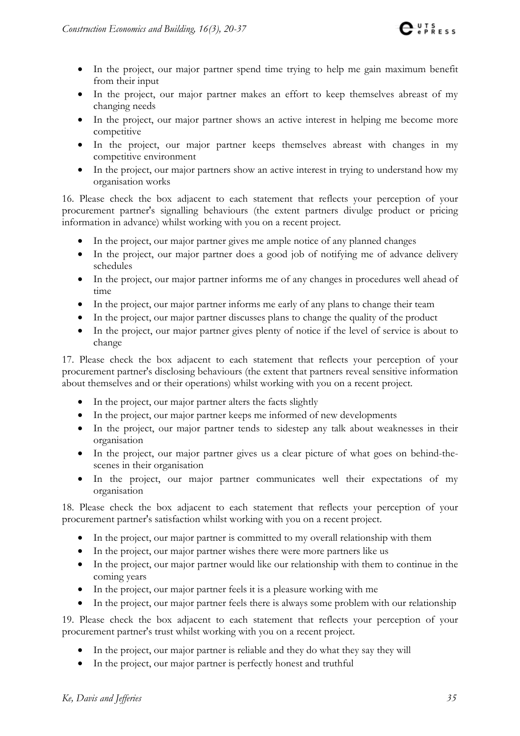- In the project, our major partner spend time trying to help me gain maximum benefit from their input
- In the project, our major partner makes an effort to keep themselves abreast of my changing needs
- In the project, our major partner shows an active interest in helping me become more competitive
- In the project, our major partner keeps themselves abreast with changes in my competitive environment
- In the project, our major partners show an active interest in trying to understand how my organisation works

16. Please check the box adjacent to each statement that reflects your perception of your procurement partner's signalling behaviours (the extent partners divulge product or pricing information in advance) whilst working with you on a recent project.

- In the project, our major partner gives me ample notice of any planned changes
- In the project, our major partner does a good job of notifying me of advance delivery schedules
- In the project, our major partner informs me of any changes in procedures well ahead of time
- In the project, our major partner informs me early of any plans to change their team
- In the project, our major partner discusses plans to change the quality of the product
- In the project, our major partner gives plenty of notice if the level of service is about to change

17. Please check the box adjacent to each statement that reflects your perception of your procurement partner's disclosing behaviours (the extent that partners reveal sensitive information about themselves and or their operations) whilst working with you on a recent project.

- In the project, our major partner alters the facts slightly
- In the project, our major partner keeps me informed of new developments
- In the project, our major partner tends to sidestep any talk about weaknesses in their organisation
- In the project, our major partner gives us a clear picture of what goes on behind-the-scenes in their organisation
- In the project, our major partner communicates well their expectations of my organisation

18. Please check the box adjacent to each statement that reflects your perception of your procurement partner's satisfaction whilst working with you on a recent project.

- In the project, our major partner is committed to my overall relationship with them
- In the project, our major partner wishes there were more partners like us
- In the project, our major partner would like our relationship with them to continue in the coming years
- In the project, our major partner feels it is a pleasure working with me
- In the project, our major partner feels there is always some problem with our relationship

19. Please check the box adjacent to each statement that reflects your perception of your procurement partner's trust whilst working with you on a recent project.

- In the project, our major partner is reliable and they do what they say they will
- In the project, our major partner is perfectly honest and truthful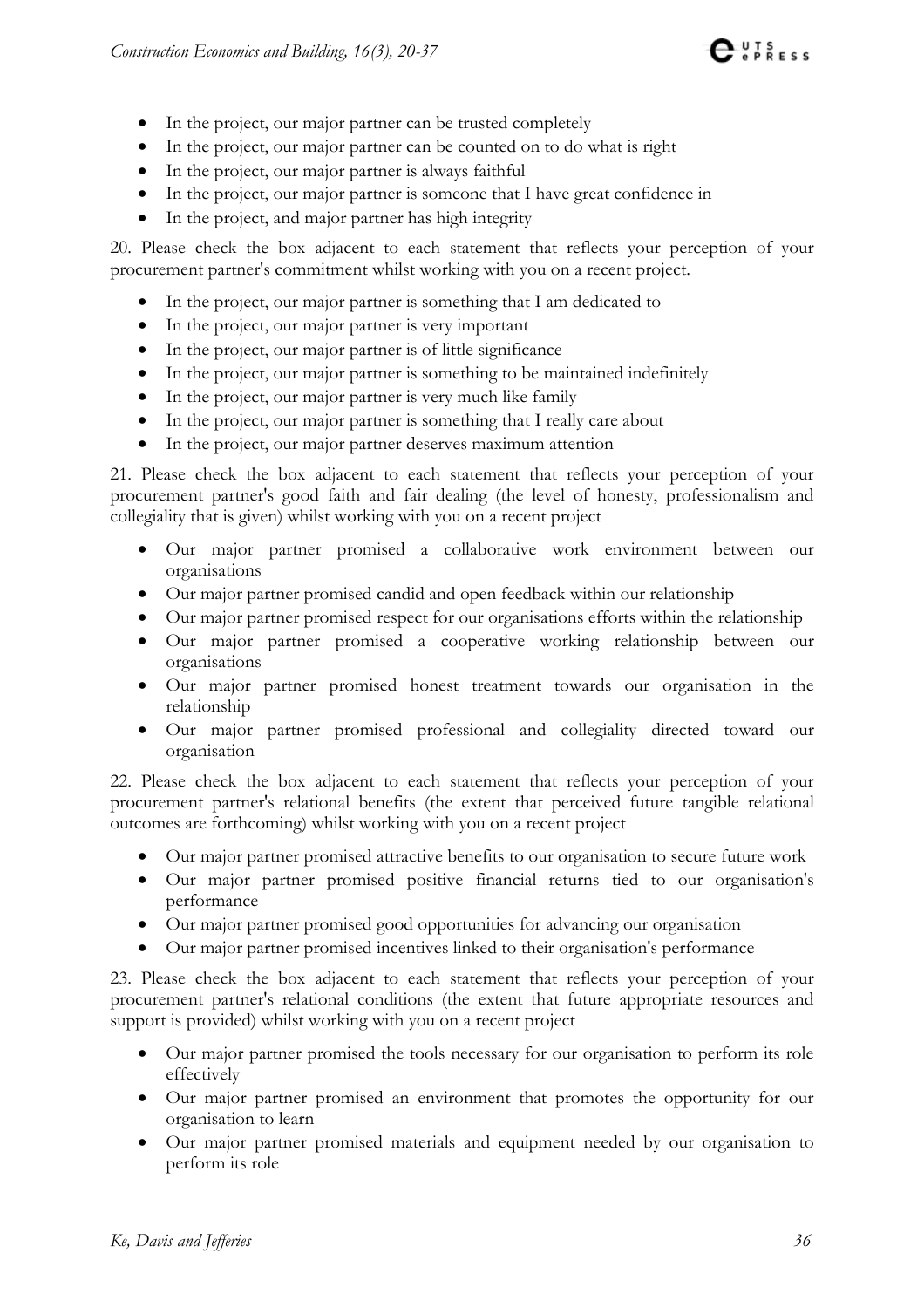- In the project, our major partner can be trusted completely
- In the project, our major partner can be counted on to do what is right
- In the project, our major partner is always faithful
- In the project, our major partner is someone that I have great confidence in
- In the project, and major partner has high integrity

20. Please check the box adjacent to each statement that reflects your perception of your procurement partner's commitment whilst working with you on a recent project.

- In the project, our major partner is something that I am dedicated to
- In the project, our major partner is very important
- In the project, our major partner is of little significance
- In the project, our major partner is something to be maintained indefinitely
- In the project, our major partner is very much like family
- In the project, our major partner is something that I really care about
- In the project, our major partner deserves maximum attention

21. Please check the box adjacent to each statement that reflects your perception of your procurement partner's good faith and fair dealing (the level of honesty, professionalism and collegiality that is given) whilst working with you on a recent project

- Our major partner promised a collaborative work environment between our organisations
- Our major partner promised candid and open feedback within our relationship
- Our major partner promised respect for our organisations efforts within the relationship
- Our major partner promised a cooperative working relationship between our organisations
- Our major partner promised honest treatment towards our organisation in the relationship
- Our major partner promised professional and collegiality directed toward our organisation

22. Please check the box adjacent to each statement that reflects your perception of your procurement partner's relational benefits (the extent that perceived future tangible relational outcomes are forthcoming) whilst working with you on a recent project

- Our major partner promised attractive benefits to our organisation to secure future work
- Our major partner promised positive financial returns tied to our organisation's performance
- Our major partner promised good opportunities for advancing our organisation
- Our major partner promised incentives linked to their organisation's performance

23. Please check the box adjacent to each statement that reflects your perception of your procurement partner's relational conditions (the extent that future appropriate resources and support is provided) whilst working with you on a recent project

- Our major partner promised the tools necessary for our organisation to perform its role effectively
- Our major partner promised an environment that promotes the opportunity for our organisation to learn
- Our major partner promised materials and equipment needed by our organisation to perform its role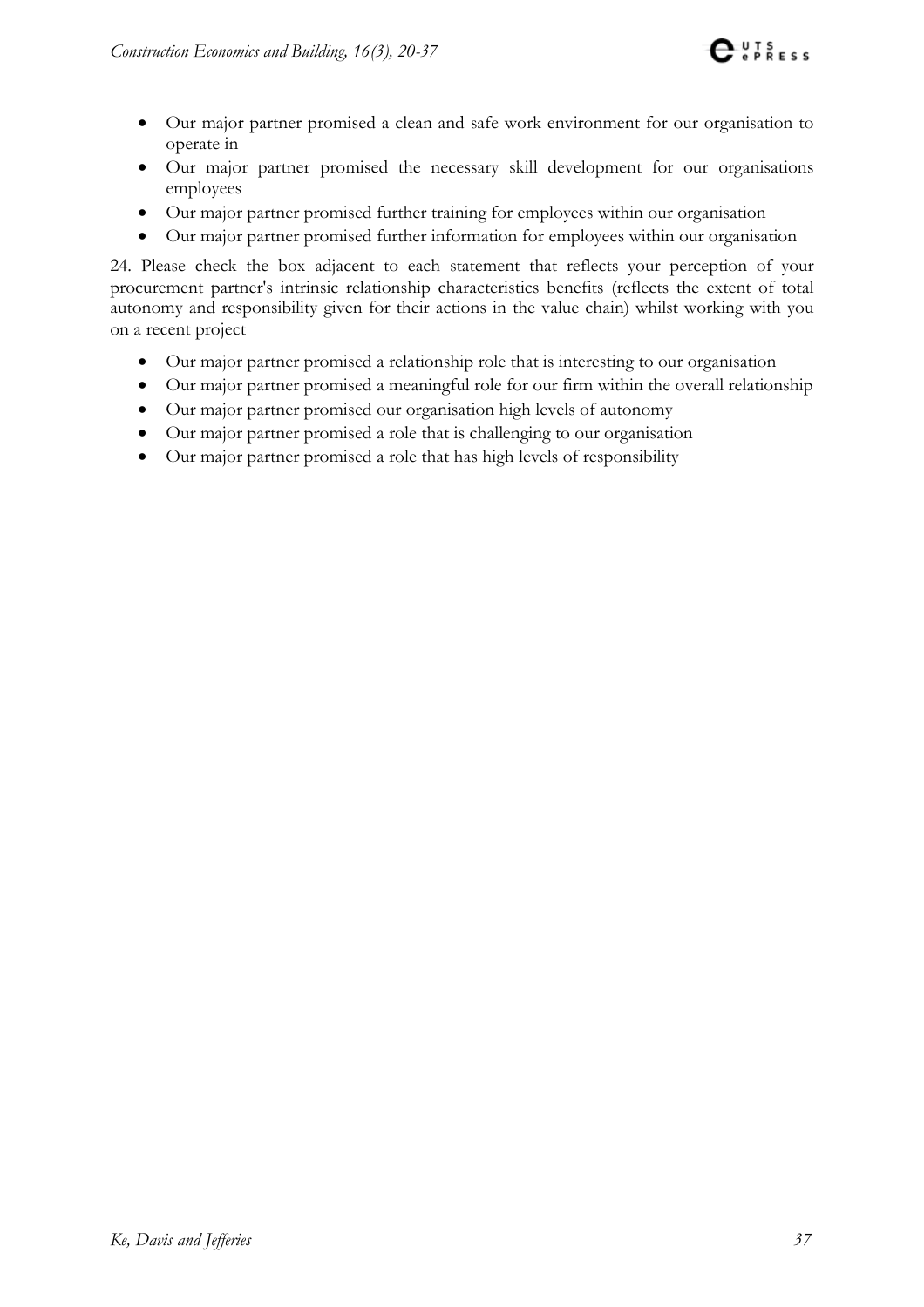- Our major partner promised a clean and safe work environment for our organisation to operate in
- Our major partner promised the necessary skill development for our organisations employees
- Our major partner promised further training for employees within our organisation
- Our major partner promised further information for employees within our organisation

24. Please check the box adjacent to each statement that reflects your perception of your procurement partner's intrinsic relationship characteristics benefits (reflects the extent of total autonomy and responsibility given for their actions in the value chain) whilst working with you on a recent project

- Our major partner promised a relationship role that is interesting to our organisation
- Our major partner promised a meaningful role for our firm within the overall relationship
- Our major partner promised our organisation high levels of autonomy
- Our major partner promised a role that is challenging to our organisation
- Our major partner promised a role that has high levels of responsibility